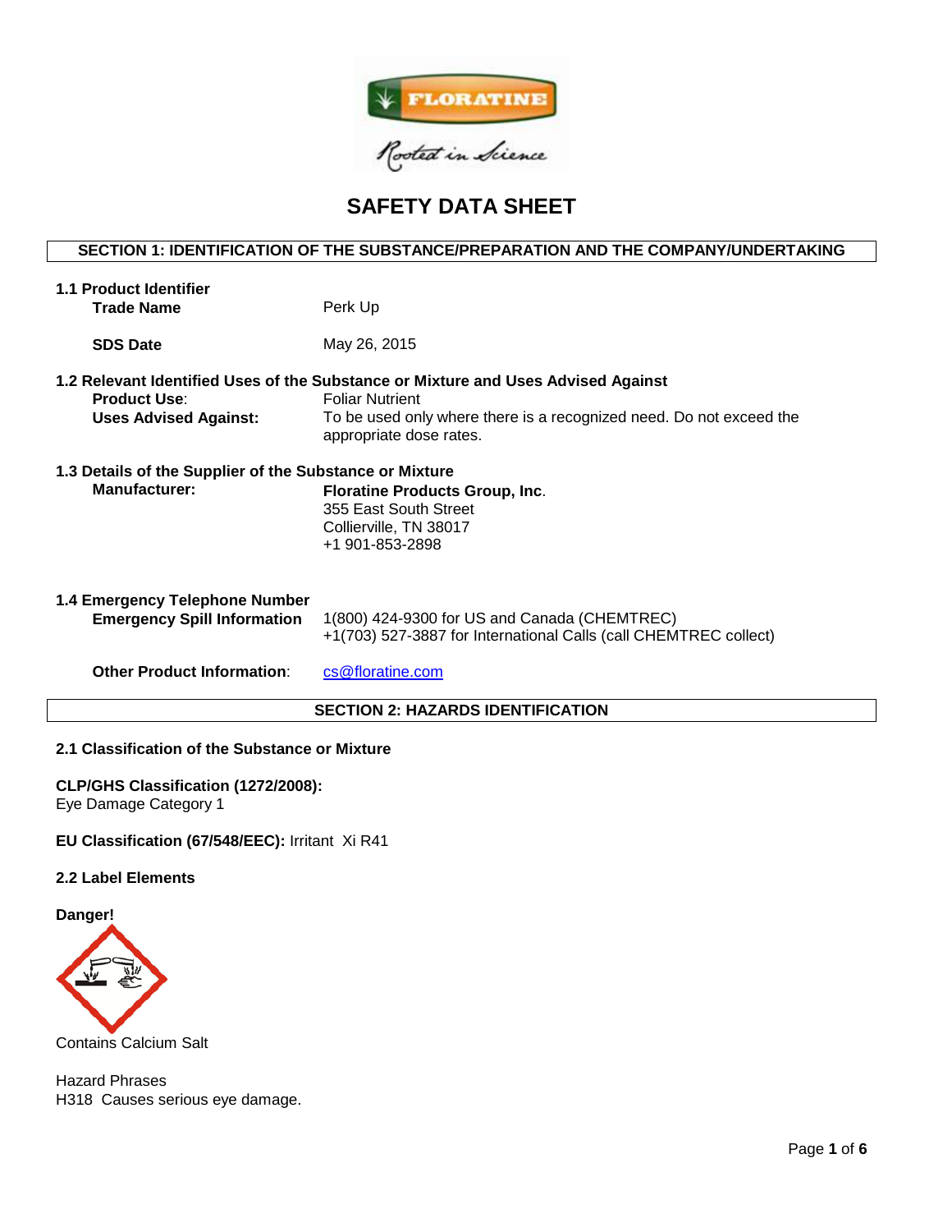# SAFETY DATA SHEET

## SECTION 1: IDENTIFICATION OF THE SUBSTANCE/PREPARATION AND THE COMPANY/UNDERTAKING

### 1.1 Product Identifier

| | |
|---|---|
| **Trade Name** | Perk Up |
| **SDS Date** | May 26, 2015 |

### 1.2 Relevant Identified Uses of the Substance or Mixture and Uses Advised Against

| | |
|---|---|
| **Product Use**: | Foliar Nutrient |
| **Uses Advised Against:** | To be used only where there is a recognized need. Do not exceed the appropriate dose rates. |

### 1.3 Details of the Supplier of the Substance or Mixture

**Manufacturer:**
**Floratine Products Group, Inc**.
355 East South Street
Collierville, TN 38017
+1 901-853-2898

### 1.4 Emergency Telephone Number

**Emergency Spill Information**
1(800) 424-9300 for US and Canada (CHEMTREC)
+1(703) 527-3887 for International Calls (call CHEMTREC collect)

**Other Product Information**: cs@floratine.com

## SECTION 2: HAZARDS IDENTIFICATION

### 2.1 Classification of the Substance or Mixture

**CLP/GHS Classification (1272/2008):**
Eye Damage Category 1

**EU Classification (67/548/EEC):** Irritant Xi R41

### 2.2 Label Elements

**Danger!**

Contains Calcium Salt

Hazard Phrases
H318 Causes serious eye damage.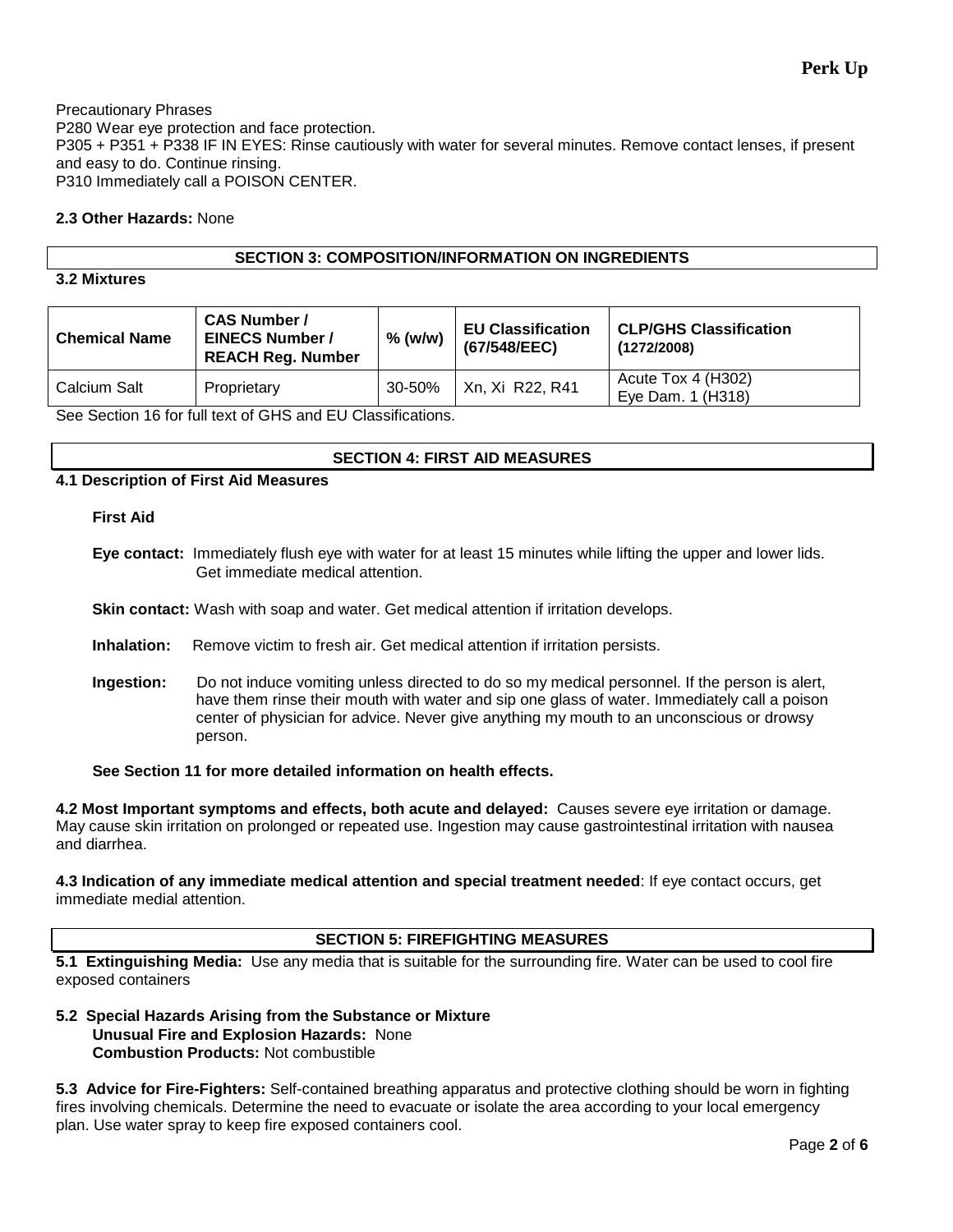Precautionary Phrases
P280 Wear eye protection and face protection.
P305 + P351 + P338 IF IN EYES: Rinse cautiously with water for several minutes. Remove contact lenses, if present and easy to do. Continue rinsing.
P310 Immediately call a POISON CENTER.

**2.3 Other Hazards:** None

## SECTION 3: COMPOSITION/INFORMATION ON INGREDIENTS

**3.2 Mixtures**

| Chemical Name | CAS Number / EINECS Number / REACH Reg. Number | % (w/w) | EU Classification (67/548/EEC) | CLP/GHS Classification (1272/2008) |
|---|---|---|---|---|
| Calcium Salt | Proprietary | 30-50% | Xn, Xi R22, R41 | Acute Tox 4 (H302) Eye Dam. 1 (H318) |

See Section 16 for full text of GHS and EU Classifications.

## SECTION 4: FIRST AID MEASURES

**4.1 Description of First Aid Measures**

**First Aid**

**Eye contact:** Immediately flush eye with water for at least 15 minutes while lifting the upper and lower lids. Get immediate medical attention.

**Skin contact:** Wash with soap and water. Get medical attention if irritation develops.

**Inhalation:** Remove victim to fresh air. Get medical attention if irritation persists.

**Ingestion:** Do not induce vomiting unless directed to do so my medical personnel. If the person is alert, have them rinse their mouth with water and sip one glass of water. Immediately call a poison center of physician for advice. Never give anything my mouth to an unconscious or drowsy person.

**See Section 11 for more detailed information on health effects.**

**4.2 Most Important symptoms and effects, both acute and delayed:** Causes severe eye irritation or damage. May cause skin irritation on prolonged or repeated use. Ingestion may cause gastrointestinal irritation with nausea and diarrhea.

**4.3 Indication of any immediate medical attention and special treatment needed**: If eye contact occurs, get immediate medial attention.

## SECTION 5: FIREFIGHTING MEASURES

**5.1 Extinguishing Media:** Use any media that is suitable for the surrounding fire. Water can be used to cool fire exposed containers

**5.2 Special Hazards Arising from the Substance or Mixture**
**Unusual Fire and Explosion Hazards:** None
**Combustion Products:** Not combustible

**5.3 Advice for Fire-Fighters:** Self-contained breathing apparatus and protective clothing should be worn in fighting fires involving chemicals. Determine the need to evacuate or isolate the area according to your local emergency plan. Use water spray to keep fire exposed containers cool.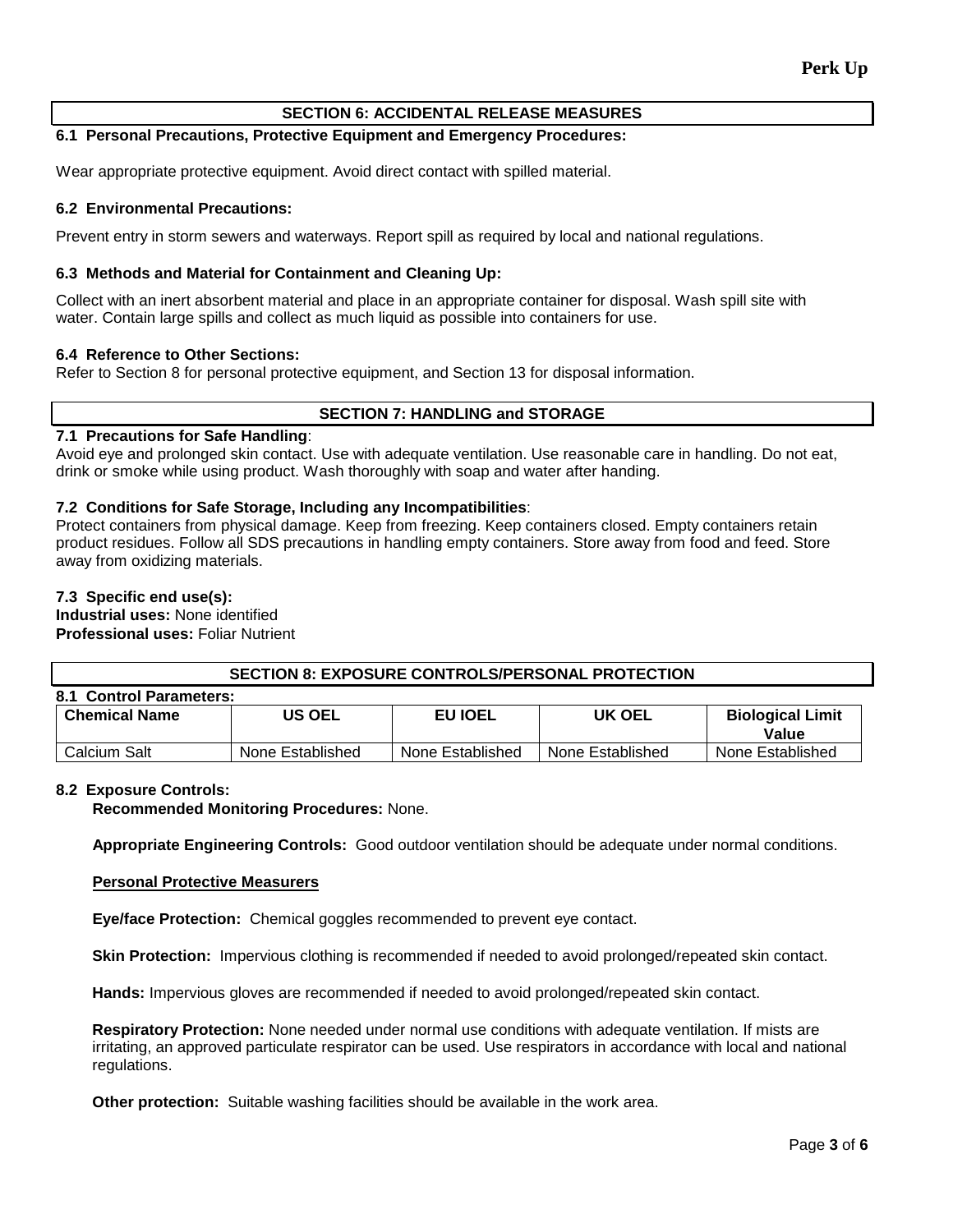## SECTION 6: ACCIDENTAL RELEASE MEASURES

### 6.1 Personal Precautions, Protective Equipment and Emergency Procedures:

Wear appropriate protective equipment. Avoid direct contact with spilled material.

### 6.2 Environmental Precautions:

Prevent entry in storm sewers and waterways. Report spill as required by local and national regulations.

### 6.3 Methods and Material for Containment and Cleaning Up:

Collect with an inert absorbent material and place in an appropriate container for disposal. Wash spill site with water. Contain large spills and collect as much liquid as possible into containers for use.

### 6.4 Reference to Other Sections:

Refer to Section 8 for personal protective equipment, and Section 13 for disposal information.

## SECTION 7: HANDLING and STORAGE

### 7.1 Precautions for Safe Handling:

Avoid eye and prolonged skin contact. Use with adequate ventilation. Use reasonable care in handling. Do not eat, drink or smoke while using product. Wash thoroughly with soap and water after handing.

### 7.2 Conditions for Safe Storage, Including any Incompatibilities:

Protect containers from physical damage. Keep from freezing. Keep containers closed. Empty containers retain product residues. Follow all SDS precautions in handling empty containers. Store away from food and feed. Store away from oxidizing materials.

### 7.3 Specific end use(s):

**Industrial uses:** None identified
**Professional uses:** Foliar Nutrient

## SECTION 8: EXPOSURE CONTROLS/PERSONAL PROTECTION

### 8.1 Control Parameters:

| Chemical Name | US OEL | EU IOEL | UK OEL | Biological Limit Value |
|---|---|---|---|---|
| Calcium Salt | None Established | None Established | None Established | None Established |

### 8.2 Exposure Controls:

**Recommended Monitoring Procedures:** None.

**Appropriate Engineering Controls:** Good outdoor ventilation should be adequate under normal conditions.

**Personal Protective Measurers**

**Eye/face Protection:** Chemical goggles recommended to prevent eye contact.

**Skin Protection:** Impervious clothing is recommended if needed to avoid prolonged/repeated skin contact.

**Hands:** Impervious gloves are recommended if needed to avoid prolonged/repeated skin contact.

**Respiratory Protection:** None needed under normal use conditions with adequate ventilation. If mists are irritating, an approved particulate respirator can be used. Use respirators in accordance with local and national regulations.

**Other protection:** Suitable washing facilities should be available in the work area.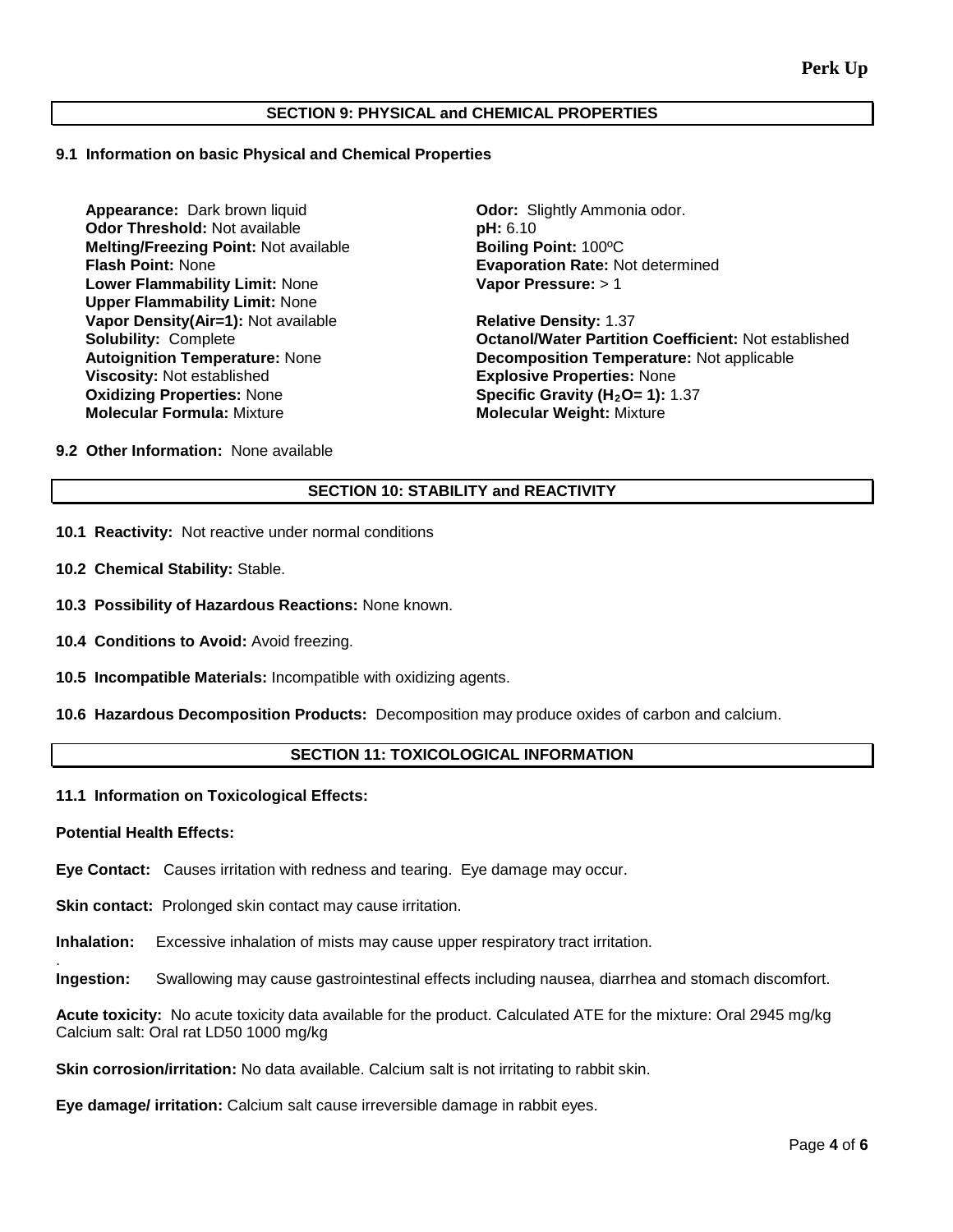## SECTION 9: PHYSICAL and CHEMICAL PROPERTIES

### 9.1 Information on basic Physical and Chemical Properties

**Appearance:** Dark brown liquid
**Odor Threshold:** Not available
**Melting/Freezing Point:** Not available
**Flash Point:** None
**Lower Flammability Limit:** None
**Upper Flammability Limit:** None
**Vapor Density(Air=1):** Not available
**Solubility:** Complete
**Autoignition Temperature:** None
**Viscosity:** Not established
**Oxidizing Properties:** None
**Molecular Formula:** Mixture

**Odor:** Slightly Ammonia odor.
**pH:** 6.10
**Boiling Point:** 100ºC
**Evaporation Rate:** Not determined
**Vapor Pressure:** > 1

**Relative Density:** 1.37
**Octanol/Water Partition Coefficient:** Not established
**Decomposition Temperature:** Not applicable
**Explosive Properties:** None
**Specific Gravity ($H_2O$= 1):** 1.37
**Molecular Weight:** Mixture

### 9.2 Other Information: None available

## SECTION 10: STABILITY and REACTIVITY

**10.1 Reactivity:** Not reactive under normal conditions

**10.2 Chemical Stability:** Stable.

**10.3 Possibility of Hazardous Reactions:** None known.

**10.4 Conditions to Avoid:** Avoid freezing.

**10.5 Incompatible Materials:** Incompatible with oxidizing agents.

**10.6 Hazardous Decomposition Products:** Decomposition may produce oxides of carbon and calcium.

## SECTION 11: TOXICOLOGICAL INFORMATION

### 11.1 Information on Toxicological Effects:

**Potential Health Effects:**

**Eye Contact:** Causes irritation with redness and tearing. Eye damage may occur.

**Skin contact:** Prolonged skin contact may cause irritation.

**Inhalation:** Excessive inhalation of mists may cause upper respiratory tract irritation.

**Ingestion:** Swallowing may cause gastrointestinal effects including nausea, diarrhea and stomach discomfort.

**Acute toxicity:** No acute toxicity data available for the product. Calculated ATE for the mixture: Oral 2945 mg/kg
Calcium salt: Oral rat LD50 1000 mg/kg

**Skin corrosion/irritation:** No data available. Calcium salt is not irritating to rabbit skin.

**Eye damage/ irritation:** Calcium salt cause irreversible damage in rabbit eyes.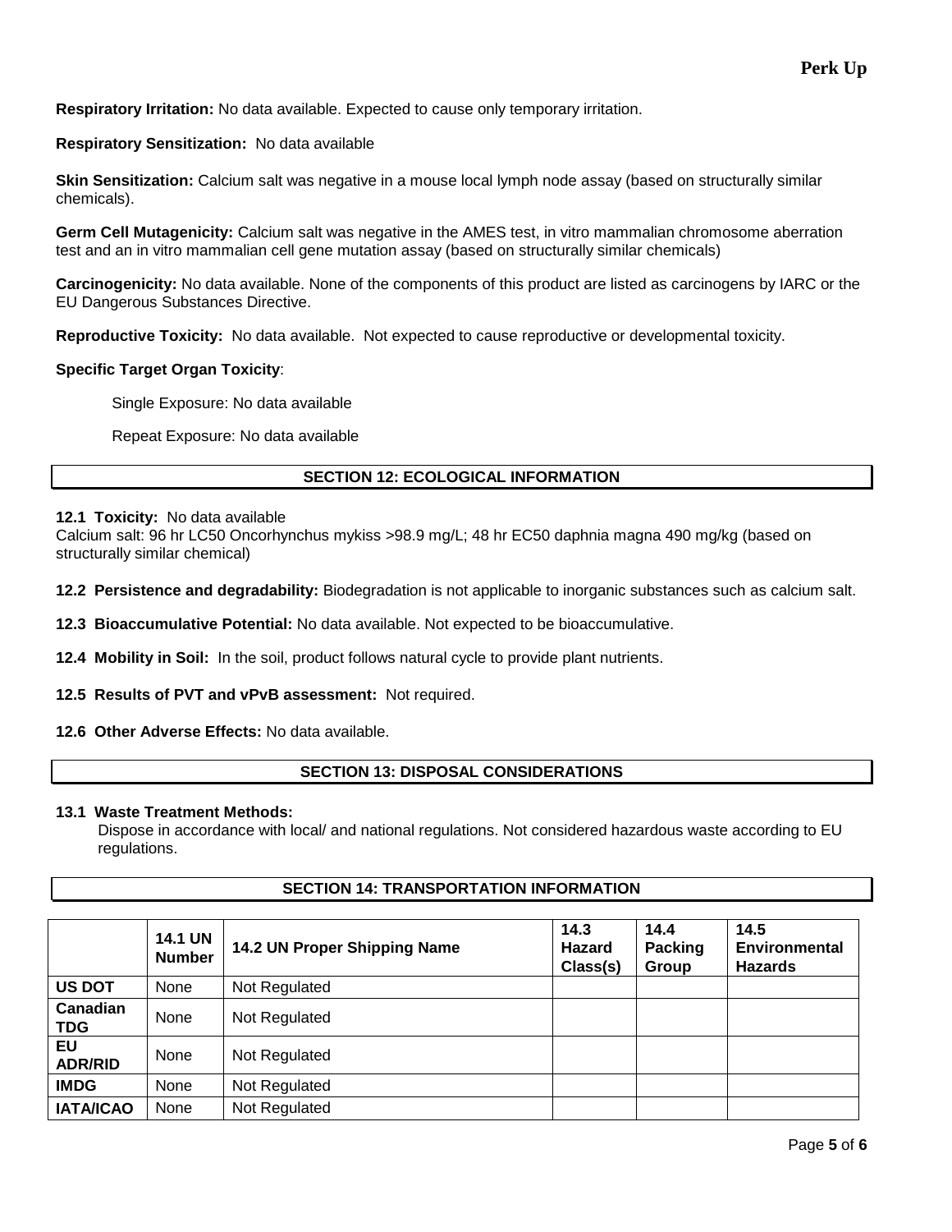**Respiratory Irritation:** No data available. Expected to cause only temporary irritation.

**Respiratory Sensitization:** No data available

**Skin Sensitization:** Calcium salt was negative in a mouse local lymph node assay (based on structurally similar chemicals).

**Germ Cell Mutagenicity:** Calcium salt was negative in the AMES test, in vitro mammalian chromosome aberration test and an in vitro mammalian cell gene mutation assay (based on structurally similar chemicals)

**Carcinogenicity:** No data available. None of the components of this product are listed as carcinogens by IARC or the EU Dangerous Substances Directive.

**Reproductive Toxicity:** No data available. Not expected to cause reproductive or developmental toxicity.

**Specific Target Organ Toxicity**:

Single Exposure: No data available

Repeat Exposure: No data available

## SECTION 12: ECOLOGICAL INFORMATION

**12.1 Toxicity:** No data available
Calcium salt: 96 hr LC50 Oncorhynchus mykiss >98.9 mg/L; 48 hr EC50 daphnia magna 490 mg/kg (based on structurally similar chemical)

**12.2 Persistence and degradability:** Biodegradation is not applicable to inorganic substances such as calcium salt.

**12.3 Bioaccumulative Potential:** No data available. Not expected to be bioaccumulative.

**12.4 Mobility in Soil:** In the soil, product follows natural cycle to provide plant nutrients.

**12.5 Results of PVT and vPvB assessment:** Not required.

**12.6 Other Adverse Effects:** No data available.

## SECTION 13: DISPOSAL CONSIDERATIONS

**13.1 Waste Treatment Methods:**
Dispose in accordance with local/ and national regulations. Not considered hazardous waste according to EU regulations.

## SECTION 14: TRANSPORTATION INFORMATION

| | 14.1 UN Number | 14.2 UN Proper Shipping Name | 14.3 Hazard Class(s) | 14.4 Packing Group | 14.5 Environmental Hazards |
|---|---|---|---|---|---|
| **US DOT** | None | Not Regulated | | | |
| **Canadian TDG** | None | Not Regulated | | | |
| **EU ADR/RID** | None | Not Regulated | | | |
| **IMDG** | None | Not Regulated | | | |
| **IATA/ICAO** | None | Not Regulated | | | |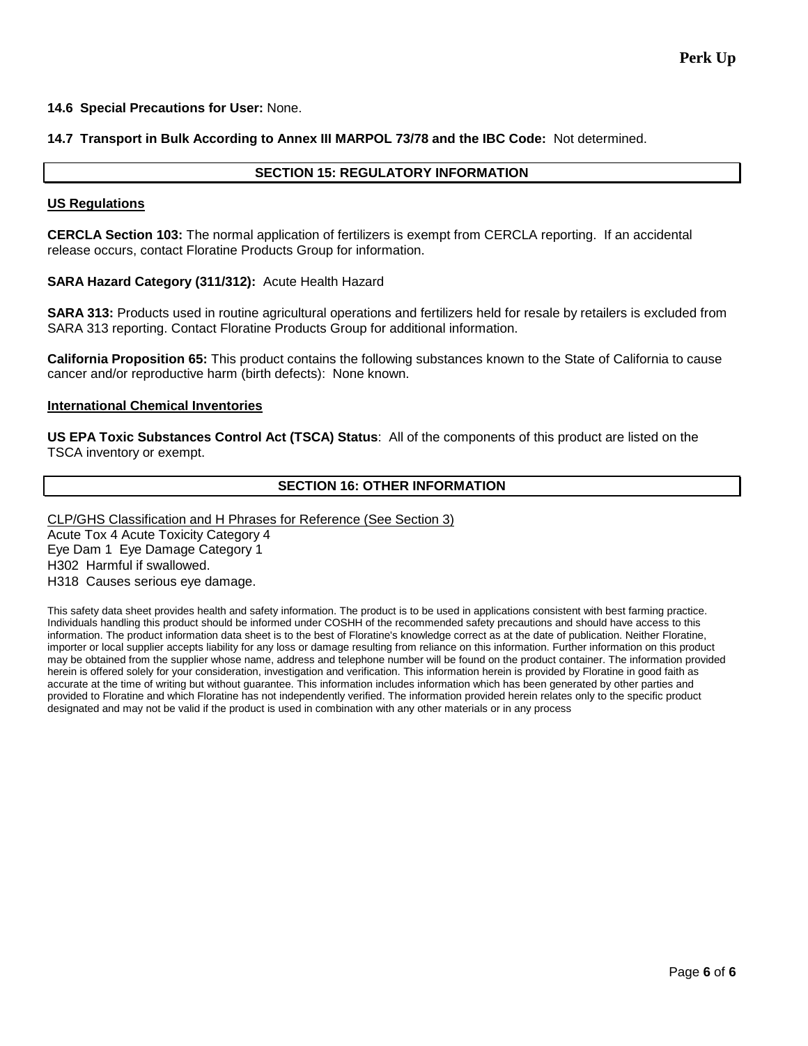**14.6 Special Precautions for User:** None.

**14.7 Transport in Bulk According to Annex III MARPOL 73/78 and the IBC Code:** Not determined.

## SECTION 15: REGULATORY INFORMATION

**US Regulations**

**CERCLA Section 103:** The normal application of fertilizers is exempt from CERCLA reporting. If an accidental release occurs, contact Floratine Products Group for information.

**SARA Hazard Category (311/312):** Acute Health Hazard

**SARA 313:** Products used in routine agricultural operations and fertilizers held for resale by retailers is excluded from SARA 313 reporting. Contact Floratine Products Group for additional information.

**California Proposition 65:** This product contains the following substances known to the State of California to cause cancer and/or reproductive harm (birth defects): None known.

**International Chemical Inventories**

**US EPA Toxic Substances Control Act (TSCA) Status**: All of the components of this product are listed on the TSCA inventory or exempt.

## SECTION 16: OTHER INFORMATION

CLP/GHS Classification and H Phrases for Reference (See Section 3)
Acute Tox 4 Acute Toxicity Category 4
Eye Dam 1 Eye Damage Category 1
H302 Harmful if swallowed.
H318 Causes serious eye damage.

This safety data sheet provides health and safety information. The product is to be used in applications consistent with best farming practice. Individuals handling this product should be informed under COSHH of the recommended safety precautions and should have access to this information. The product information data sheet is to the best of Floratine's knowledge correct as at the date of publication. Neither Floratine, importer or local supplier accepts liability for any loss or damage resulting from reliance on this information. Further information on this product may be obtained from the supplier whose name, address and telephone number will be found on the product container. The information provided herein is offered solely for your consideration, investigation and verification. This information herein is provided by Floratine in good faith as accurate at the time of writing but without guarantee. This information includes information which has been generated by other parties and provided to Floratine and which Floratine has not independently verified. The information provided herein relates only to the specific product designated and may not be valid if the product is used in combination with any other materials or in any process